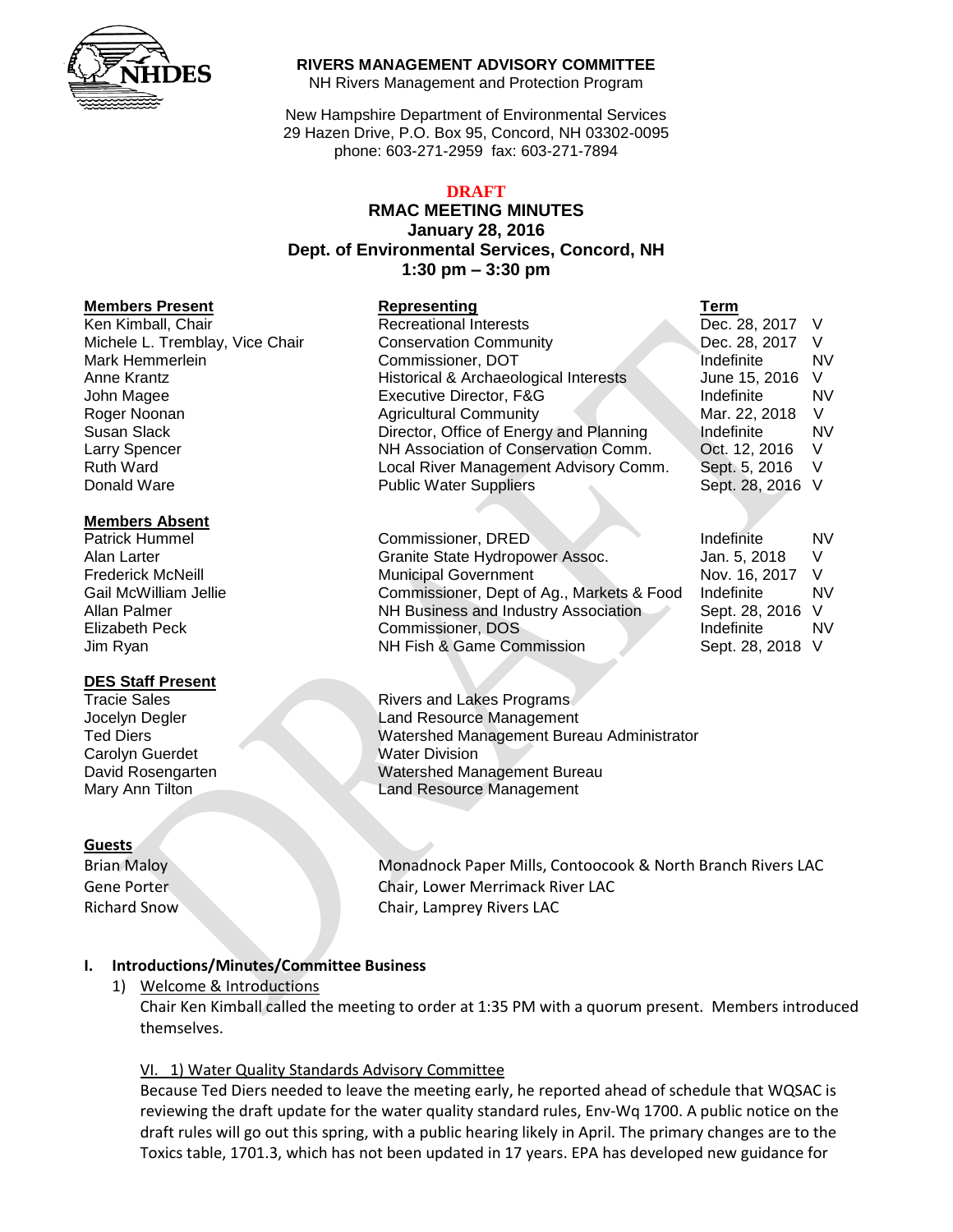**RIVERS MANAGEMENT ADVISORY COMMITTEE**
NH Rivers Management and Protection Program

New Hampshire Department of Environmental Services
29 Hazen Drive, P.O. Box 95, Concord, NH 03302-0095
phone: 603-271-2959 fax: 603-271-7894

**DRAFT**

# RMAC MEETING MINUTES
## January 28, 2016
## Dept. of Environmental Services, Concord, NH
## 1:30 pm – 3:30 pm

| Members Present | Representing | Term | |
|---|---|---|---|
| Ken Kimball, Chair | Recreational Interests | Dec. 28, 2017 | V |
| Michele L. Tremblay, Vice Chair | Conservation Community | Dec. 28, 2017 | V |
| Mark Hemmerlein | Commissioner, DOT | Indefinite | NV |
| Anne Krantz | Historical & Archaeological Interests | June 15, 2016 | V |
| John Magee | Executive Director, F&G | Indefinite | NV |
| Roger Noonan | Agricultural Community | Mar. 22, 2018 | V |
| Susan Slack | Director, Office of Energy and Planning | Indefinite | NV |
| Larry Spencer | NH Association of Conservation Comm. | Oct. 12, 2016 | V |
| Ruth Ward | Local River Management Advisory Comm. | Sept. 5, 2016 | V |
| Donald Ware | Public Water Suppliers | Sept. 28, 2016 | V |

| Members Absent | | | |
|---|---|---|---|
| Patrick Hummel | Commissioner, DRED | Indefinite | NV |
| Alan Larter | Granite State Hydropower Assoc. | Jan. 5, 2018 | V |
| Frederick McNeill | Municipal Government | Nov. 16, 2017 | V |
| Gail McWilliam Jellie | Commissioner, Dept of Ag., Markets & Food | Indefinite | NV |
| Allan Palmer | NH Business and Industry Association | Sept. 28, 2016 | V |
| Elizabeth Peck | Commissioner, DOS | Indefinite | NV |
| Jim Ryan | NH Fish & Game Commission | Sept. 28, 2018 | V |

| DES Staff Present | |
|---|---|
| Tracie Sales | Rivers and Lakes Programs |
| Jocelyn Degler | Land Resource Management |
| Ted Diers | Watershed Management Bureau Administrator |
| Carolyn Guerdet | Water Division |
| David Rosengarten | Watershed Management Bureau |
| Mary Ann Tilton | Land Resource Management |

| Guests | |
|---|---|
| Brian Maloy | Monadnock Paper Mills, Contoocook & North Branch Rivers LAC |
| Gene Porter | Chair, Lower Merrimack River LAC |
| Richard Snow | Chair, Lamprey Rivers LAC |

### I. Introductions/Minutes/Committee Business

1) Welcome & Introductions

   Chair Ken Kimball called the meeting to order at 1:35 PM with a quorum present. Members introduced themselves.

VI. 1) Water Quality Standards Advisory Committee

Because Ted Diers needed to leave the meeting early, he reported ahead of schedule that WQSAC is reviewing the draft update for the water quality standard rules, Env-Wq 1700. A public notice on the draft rules will go out this spring, with a public hearing likely in April. The primary changes are to the Toxics table, 1701.3, which has not been updated in 17 years. EPA has developed new guidance for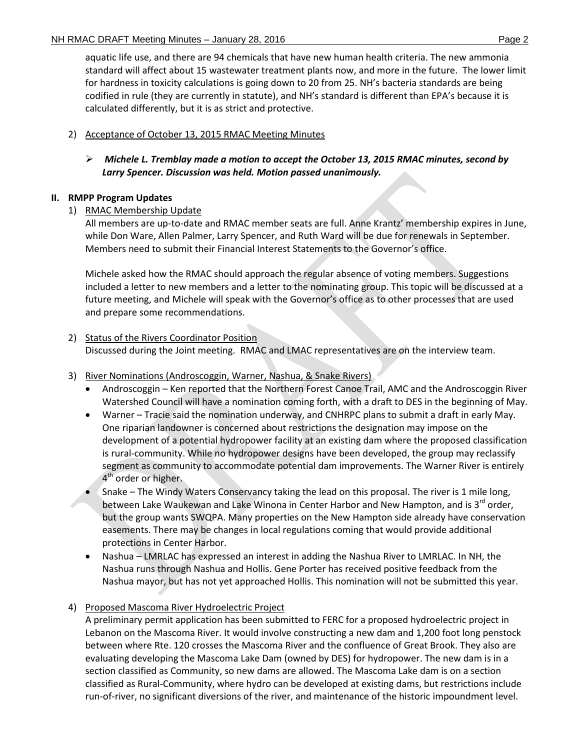aquatic life use, and there are 94 chemicals that have new human health criteria. The new ammonia standard will affect about 15 wastewater treatment plants now, and more in the future. The lower limit for hardness in toxicity calculations is going down to 20 from 25. NH's bacteria standards are being codified in rule (they are currently in statute), and NH's standard is different than EPA's because it is calculated differently, but it is as strict and protective.

2) Acceptance of October 13, 2015 RMAC Meeting Minutes

   - ***Michele L. Tremblay made a motion to accept the October 13, 2015 RMAC minutes, second by Larry Spencer. Discussion was held. Motion passed unanimously.***

## II. RMPP Program Updates

1) RMAC Membership Update

   All members are up-to-date and RMAC member seats are full. Anne Krantz' membership expires in June, while Don Ware, Allen Palmer, Larry Spencer, and Ruth Ward will be due for renewals in September. Members need to submit their Financial Interest Statements to the Governor's office.

   Michele asked how the RMAC should approach the regular absence of voting members. Suggestions included a letter to new members and a letter to the nominating group. This topic will be discussed at a future meeting, and Michele will speak with the Governor's office as to other processes that are used and prepare some recommendations.

2) Status of the Rivers Coordinator Position

   Discussed during the Joint meeting. RMAC and LMAC representatives are on the interview team.

3) River Nominations (Androscoggin, Warner, Nashua, & Snake Rivers)

   - Androscoggin – Ken reported that the Northern Forest Canoe Trail, AMC and the Androscoggin River Watershed Council will have a nomination coming forth, with a draft to DES in the beginning of May.
   - Warner – Tracie said the nomination underway, and CNHRPC plans to submit a draft in early May. One riparian landowner is concerned about restrictions the designation may impose on the development of a potential hydropower facility at an existing dam where the proposed classification is rural-community. While no hydropower designs have been developed, the group may reclassify segment as community to accommodate potential dam improvements. The Warner River is entirely 4th order or higher.
   - Snake – The Windy Waters Conservancy taking the lead on this proposal. The river is 1 mile long, between Lake Waukewan and Lake Winona in Center Harbor and New Hampton, and is 3rd order, but the group wants SWQPA. Many properties on the New Hampton side already have conservation easements. There may be changes in local regulations coming that would provide additional protections in Center Harbor.
   - Nashua – LMRLAC has expressed an interest in adding the Nashua River to LMRLAC. In NH, the Nashua runs through Nashua and Hollis. Gene Porter has received positive feedback from the Nashua mayor, but has not yet approached Hollis. This nomination will not be submitted this year.

4) Proposed Mascoma River Hydroelectric Project

   A preliminary permit application has been submitted to FERC for a proposed hydroelectric project in Lebanon on the Mascoma River. It would involve constructing a new dam and 1,200 foot long penstock between where Rte. 120 crosses the Mascoma River and the confluence of Great Brook. They also are evaluating developing the Mascoma Lake Dam (owned by DES) for hydropower. The new dam is in a section classified as Community, so new dams are allowed. The Mascoma Lake dam is on a section classified as Rural-Community, where hydro can be developed at existing dams, but restrictions include run-of-river, no significant diversions of the river, and maintenance of the historic impoundment level.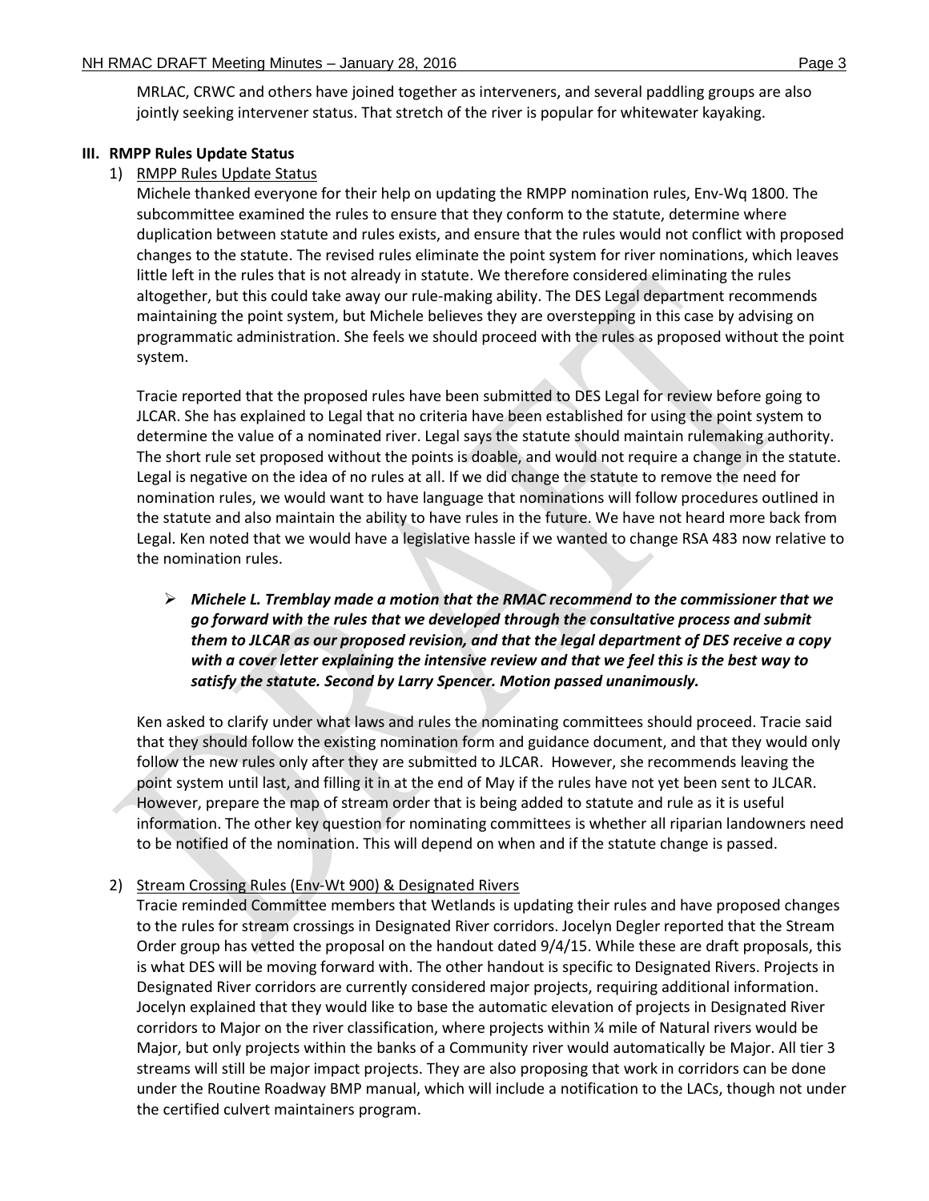MRLAC, CRWC and others have joined together as interveners, and several paddling groups are also jointly seeking intervener status. That stretch of the river is popular for whitewater kayaking.

**III. RMPP Rules Update Status**

1) RMPP Rules Update Status

Michele thanked everyone for their help on updating the RMPP nomination rules, Env-Wq 1800. The subcommittee examined the rules to ensure that they conform to the statute, determine where duplication between statute and rules exists, and ensure that the rules would not conflict with proposed changes to the statute. The revised rules eliminate the point system for river nominations, which leaves little left in the rules that is not already in statute. We therefore considered eliminating the rules altogether, but this could take away our rule-making ability. The DES Legal department recommends maintaining the point system, but Michele believes they are overstepping in this case by advising on programmatic administration. She feels we should proceed with the rules as proposed without the point system.

Tracie reported that the proposed rules have been submitted to DES Legal for review before going to JLCAR. She has explained to Legal that no criteria have been established for using the point system to determine the value of a nominated river. Legal says the statute should maintain rulemaking authority. The short rule set proposed without the points is doable, and would not require a change in the statute. Legal is negative on the idea of no rules at all. If we did change the statute to remove the need for nomination rules, we would want to have language that nominations will follow procedures outlined in the statute and also maintain the ability to have rules in the future. We have not heard more back from Legal. Ken noted that we would have a legislative hassle if we wanted to change RSA 483 now relative to the nomination rules.

- ***Michele L. Tremblay made a motion that the RMAC recommend to the commissioner that we go forward with the rules that we developed through the consultative process and submit them to JLCAR as our proposed revision, and that the legal department of DES receive a copy with a cover letter explaining the intensive review and that we feel this is the best way to satisfy the statute. Second by Larry Spencer. Motion passed unanimously.***

Ken asked to clarify under what laws and rules the nominating committees should proceed. Tracie said that they should follow the existing nomination form and guidance document, and that they would only follow the new rules only after they are submitted to JLCAR. However, she recommends leaving the point system until last, and filling it in at the end of May if the rules have not yet been sent to JLCAR. However, prepare the map of stream order that is being added to statute and rule as it is useful information. The other key question for nominating committees is whether all riparian landowners need to be notified of the nomination. This will depend on when and if the statute change is passed.

2) Stream Crossing Rules (Env-Wt 900) & Designated Rivers

Tracie reminded Committee members that Wetlands is updating their rules and have proposed changes to the rules for stream crossings in Designated River corridors. Jocelyn Degler reported that the Stream Order group has vetted the proposal on the handout dated 9/4/15. While these are draft proposals, this is what DES will be moving forward with. The other handout is specific to Designated Rivers. Projects in Designated River corridors are currently considered major projects, requiring additional information. Jocelyn explained that they would like to base the automatic elevation of projects in Designated River corridors to Major on the river classification, where projects within ¼ mile of Natural rivers would be Major, but only projects within the banks of a Community river would automatically be Major. All tier 3 streams will still be major impact projects. They are also proposing that work in corridors can be done under the Routine Roadway BMP manual, which will include a notification to the LACs, though not under the certified culvert maintainers program.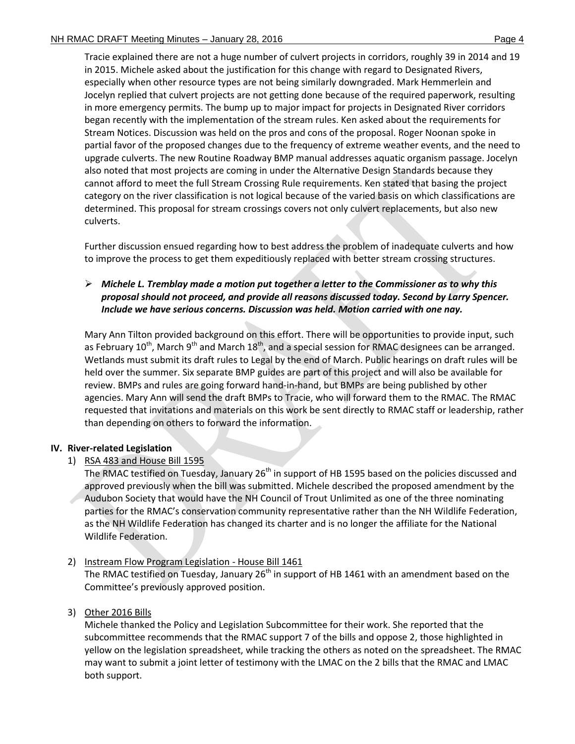Tracie explained there are not a huge number of culvert projects in corridors, roughly 39 in 2014 and 19 in 2015. Michele asked about the justification for this change with regard to Designated Rivers, especially when other resource types are not being similarly downgraded. Mark Hemmerlein and Jocelyn replied that culvert projects are not getting done because of the required paperwork, resulting in more emergency permits. The bump up to major impact for projects in Designated River corridors began recently with the implementation of the stream rules. Ken asked about the requirements for Stream Notices. Discussion was held on the pros and cons of the proposal. Roger Noonan spoke in partial favor of the proposed changes due to the frequency of extreme weather events, and the need to upgrade culverts. The new Routine Roadway BMP manual addresses aquatic organism passage. Jocelyn also noted that most projects are coming in under the Alternative Design Standards because they cannot afford to meet the full Stream Crossing Rule requirements. Ken stated that basing the project category on the river classification is not logical because of the varied basis on which classifications are determined. This proposal for stream crossings covers not only culvert replacements, but also new culverts.

Further discussion ensued regarding how to best address the problem of inadequate culverts and how to improve the process to get them expeditiously replaced with better stream crossing structures.

- ***Michele L. Tremblay made a motion put together a letter to the Commissioner as to why this proposal should not proceed, and provide all reasons discussed today. Second by Larry Spencer. Include we have serious concerns. Discussion was held. Motion carried with one nay.***

Mary Ann Tilton provided background on this effort. There will be opportunities to provide input, such as February 10th, March 9th and March 18th, and a special session for RMAC designees can be arranged. Wetlands must submit its draft rules to Legal by the end of March. Public hearings on draft rules will be held over the summer. Six separate BMP guides are part of this project and will also be available for review. BMPs and rules are going forward hand-in-hand, but BMPs are being published by other agencies. Mary Ann will send the draft BMPs to Tracie, who will forward them to the RMAC. The RMAC requested that invitations and materials on this work be sent directly to RMAC staff or leadership, rather than depending on others to forward the information.

## IV. River-related Legislation

1) RSA 483 and House Bill 1595

The RMAC testified on Tuesday, January 26th in support of HB 1595 based on the policies discussed and approved previously when the bill was submitted. Michele described the proposed amendment by the Audubon Society that would have the NH Council of Trout Unlimited as one of the three nominating parties for the RMAC's conservation community representative rather than the NH Wildlife Federation, as the NH Wildlife Federation has changed its charter and is no longer the affiliate for the National Wildlife Federation.

2) Instream Flow Program Legislation - House Bill 1461

The RMAC testified on Tuesday, January 26th in support of HB 1461 with an amendment based on the Committee's previously approved position.

3) Other 2016 Bills

Michele thanked the Policy and Legislation Subcommittee for their work. She reported that the subcommittee recommends that the RMAC support 7 of the bills and oppose 2, those highlighted in yellow on the legislation spreadsheet, while tracking the others as noted on the spreadsheet. The RMAC may want to submit a joint letter of testimony with the LMAC on the 2 bills that the RMAC and LMAC both support.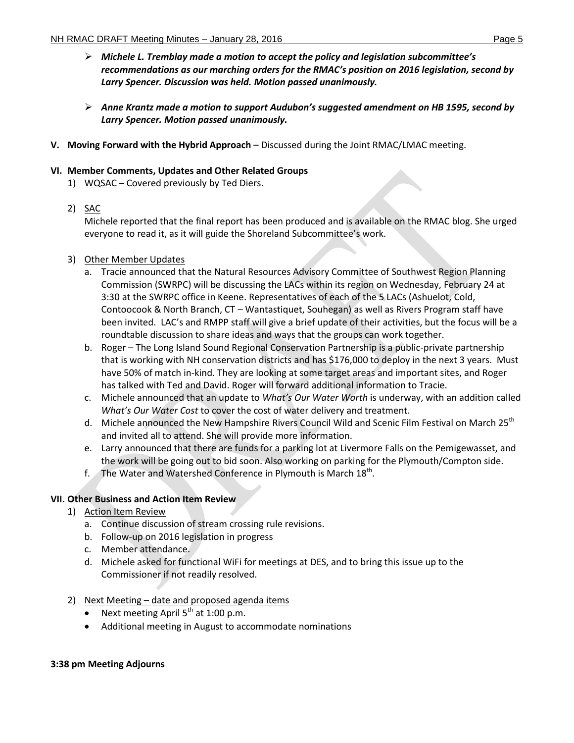- ***Michele L. Tremblay made a motion to accept the policy and legislation subcommittee's recommendations as our marching orders for the RMAC's position on 2016 legislation, second by Larry Spencer. Discussion was held. Motion passed unanimously.***

- ***Anne Krantz made a motion to support Audubon's suggested amendment on HB 1595, second by Larry Spencer. Motion passed unanimously.***

**V. Moving Forward with the Hybrid Approach** – Discussed during the Joint RMAC/LMAC meeting.

**VI. Member Comments, Updates and Other Related Groups**

1) WQSAC – Covered previously by Ted Diers.

2) SAC

   Michele reported that the final report has been produced and is available on the RMAC blog. She urged everyone to read it, as it will guide the Shoreland Subcommittee's work.

3) Other Member Updates

   a. Tracie announced that the Natural Resources Advisory Committee of Southwest Region Planning Commission (SWRPC) will be discussing the LACs within its region on Wednesday, February 24 at 3:30 at the SWRPC office in Keene. Representatives of each of the 5 LACs (Ashuelot, Cold, Contoocook & North Branch, CT – Wantastiquet, Souhegan) as well as Rivers Program staff have been invited. LAC's and RMPP staff will give a brief update of their activities, but the focus will be a roundtable discussion to share ideas and ways that the groups can work together.
   b. Roger – The Long Island Sound Regional Conservation Partnership is a public-private partnership that is working with NH conservation districts and has $176,000 to deploy in the next 3 years. Must have 50% of match in-kind. They are looking at some target areas and important sites, and Roger has talked with Ted and David. Roger will forward additional information to Tracie.
   c. Michele announced that an update to *What's Our Water Worth* is underway, with an addition called *What's Our Water Cost* to cover the cost of water delivery and treatment.
   d. Michele announced the New Hampshire Rivers Council Wild and Scenic Film Festival on March 25th and invited all to attend. She will provide more information.
   e. Larry announced that there are funds for a parking lot at Livermore Falls on the Pemigewasset, and the work will be going out to bid soon. Also working on parking for the Plymouth/Compton side.
   f. The Water and Watershed Conference in Plymouth is March 18th.

**VII. Other Business and Action Item Review**

1) Action Item Review

   a. Continue discussion of stream crossing rule revisions.
   b. Follow-up on 2016 legislation in progress
   c. Member attendance.
   d. Michele asked for functional WiFi for meetings at DES, and to bring this issue up to the Commissioner if not readily resolved.

2) Next Meeting – date and proposed agenda items

   - Next meeting April 5th at 1:00 p.m.
   - Additional meeting in August to accommodate nominations

**3:38 pm Meeting Adjourns**